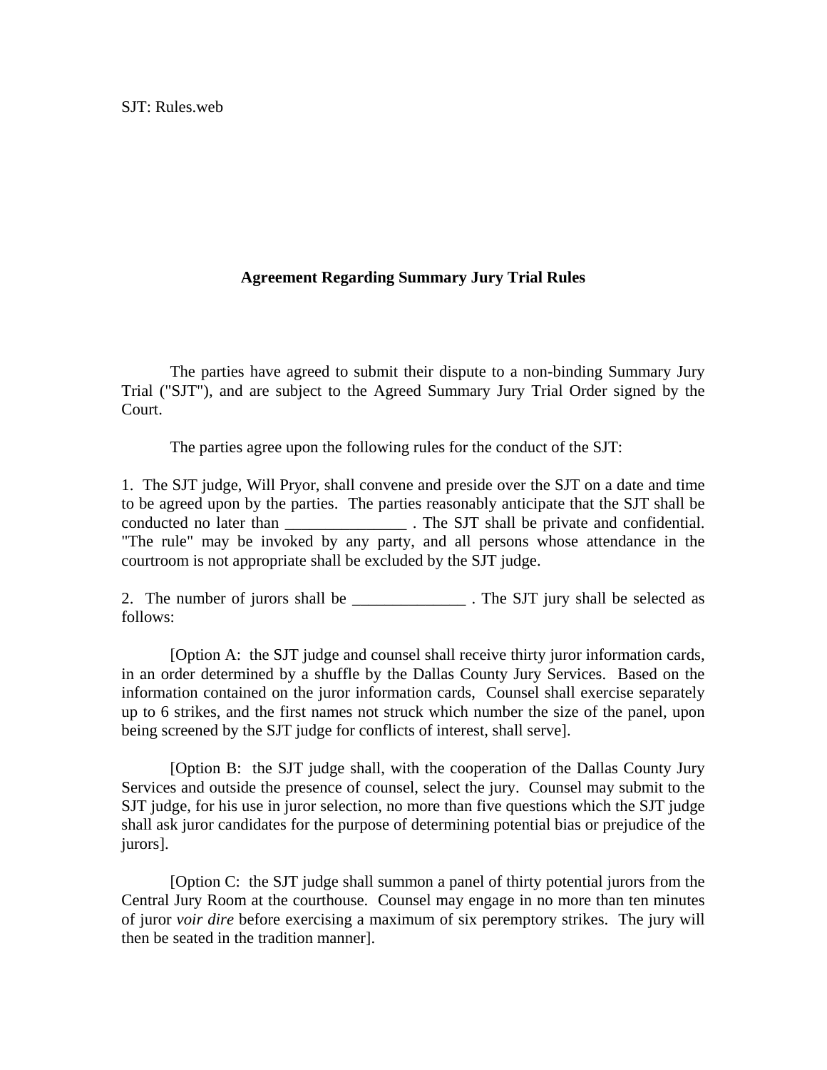SJT: Rules.web

**Agreement Regarding Summary Jury Trial Rules**

The parties have agreed to submit their dispute to a non-binding Summary Jury Trial ("SJT"), and are subject to the Agreed Summary Jury Trial Order signed by the Court.

The parties agree upon the following rules for the conduct of the SJT:

1. The SJT judge, Will Pryor, shall convene and preside over the SJT on a date and time to be agreed upon by the parties. The parties reasonably anticipate that the SJT shall be conducted no later than _______________ . The SJT shall be private and confidential. "The rule" may be invoked by any party, and all persons whose attendance in the courtroom is not appropriate shall be excluded by the SJT judge.

2. The number of jurors shall be ______________ . The SJT jury shall be selected as follows:

[Option A: the SJT judge and counsel shall receive thirty juror information cards, in an order determined by a shuffle by the Dallas County Jury Services. Based on the information contained on the juror information cards, Counsel shall exercise separately up to 6 strikes, and the first names not struck which number the size of the panel, upon being screened by the SJT judge for conflicts of interest, shall serve].

[Option B: the SJT judge shall, with the cooperation of the Dallas County Jury Services and outside the presence of counsel, select the jury. Counsel may submit to the SJT judge, for his use in juror selection, no more than five questions which the SJT judge shall ask juror candidates for the purpose of determining potential bias or prejudice of the jurors].

[Option C: the SJT judge shall summon a panel of thirty potential jurors from the Central Jury Room at the courthouse. Counsel may engage in no more than ten minutes of juror *voir dire* before exercising a maximum of six peremptory strikes. The jury will then be seated in the tradition manner].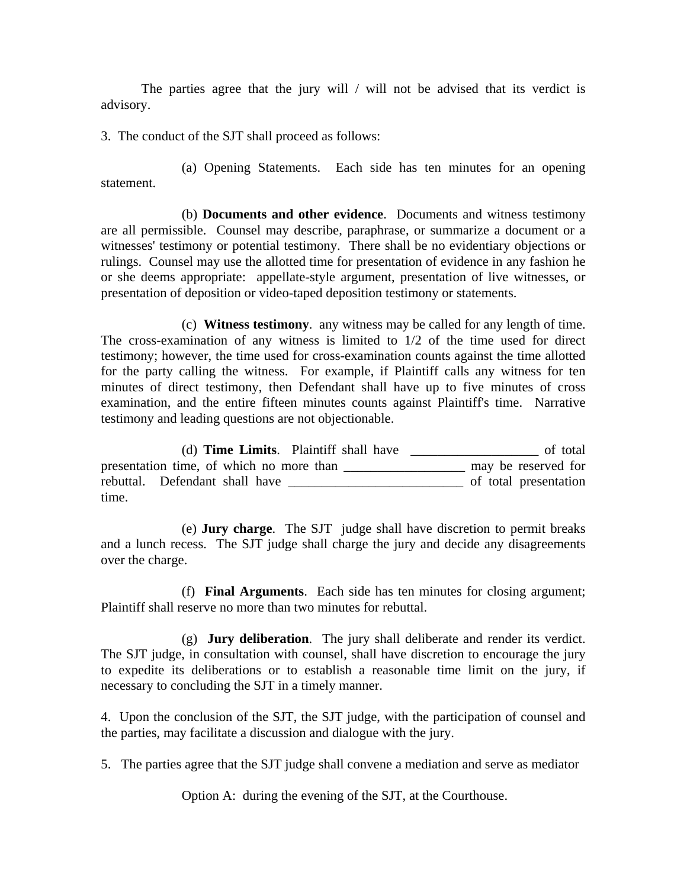The parties agree that the jury will / will not be advised that its verdict is advisory.

3. The conduct of the SJT shall proceed as follows:

(a) Opening Statements. Each side has ten minutes for an opening statement.

(b) **Documents and other evidence**. Documents and witness testimony are all permissible. Counsel may describe, paraphrase, or summarize a document or a witnesses' testimony or potential testimony. There shall be no evidentiary objections or rulings. Counsel may use the allotted time for presentation of evidence in any fashion he or she deems appropriate: appellate-style argument, presentation of live witnesses, or presentation of deposition or video-taped deposition testimony or statements.

(c) **Witness testimony**. any witness may be called for any length of time. The cross-examination of any witness is limited to 1/2 of the time used for direct testimony; however, the time used for cross-examination counts against the time allotted for the party calling the witness. For example, if Plaintiff calls any witness for ten minutes of direct testimony, then Defendant shall have up to five minutes of cross examination, and the entire fifteen minutes counts against Plaintiff's time. Narrative testimony and leading questions are not objectionable.

(d) **Time Limits**. Plaintiff shall have ___________________ of total presentation time, of which no more than __________________ may be reserved for rebuttal. Defendant shall have __________________________ of total presentation time.

(e) **Jury charge**. The SJT judge shall have discretion to permit breaks and a lunch recess. The SJT judge shall charge the jury and decide any disagreements over the charge.

(f) **Final Arguments**. Each side has ten minutes for closing argument; Plaintiff shall reserve no more than two minutes for rebuttal.

(g) **Jury deliberation**. The jury shall deliberate and render its verdict. The SJT judge, in consultation with counsel, shall have discretion to encourage the jury to expedite its deliberations or to establish a reasonable time limit on the jury, if necessary to concluding the SJT in a timely manner.

4. Upon the conclusion of the SJT, the SJT judge, with the participation of counsel and the parties, may facilitate a discussion and dialogue with the jury.

5. The parties agree that the SJT judge shall convene a mediation and serve as mediator

Option A: during the evening of the SJT, at the Courthouse.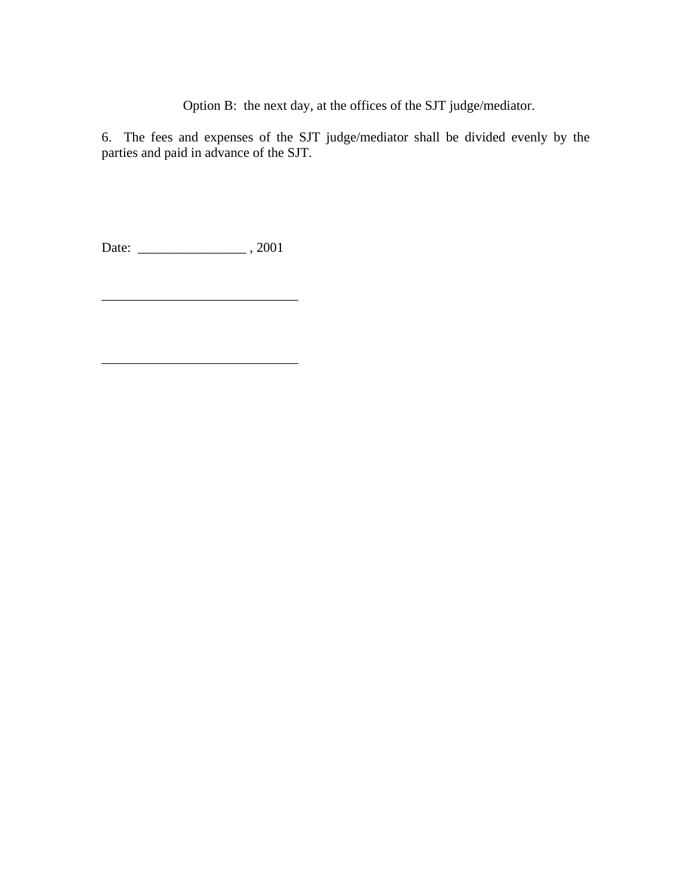Option B: the next day, at the offices of the SJT judge/mediator.

6. The fees and expenses of the SJT judge/mediator shall be divided evenly by the parties and paid in advance of the SJT.

Date: ________________ , 2001

_____________________________

_____________________________